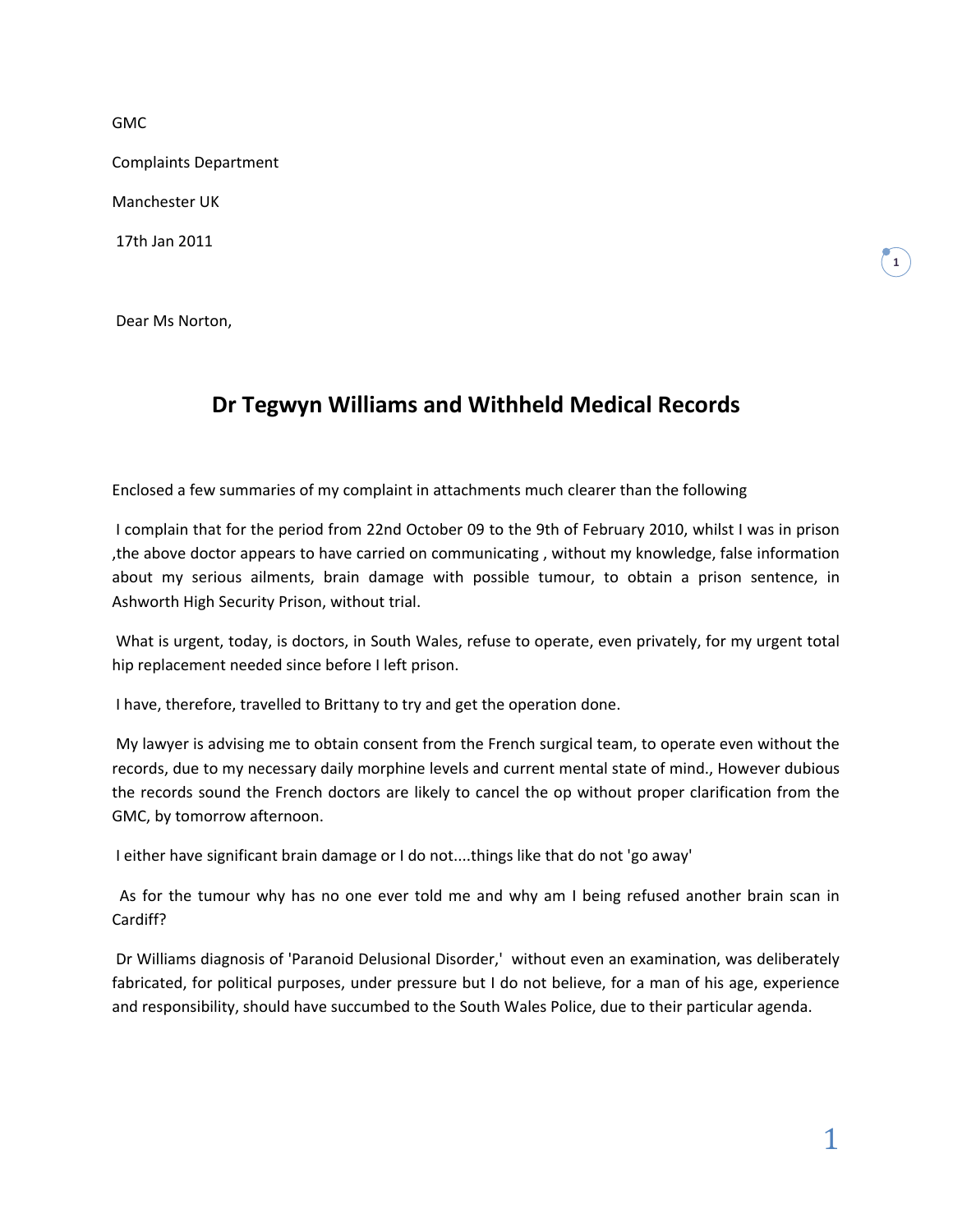GMC

Complaints Department

Manchester UK

17th Jan 2011

Dear Ms Norton,

# Dr Tegwyn Williams and Withheld Medical Records

Enclosed a few summaries of my complaint in attachments much clearer than the following

I complain that for the period from 22nd October 09 to the 9th of February 2010, whilst I was in prison ,the above doctor appears to have carried on communicating , without my knowledge, false information about my serious ailments, brain damage with possible tumour, to obtain a prison sentence, in Ashworth High Security Prison, without trial.

What is urgent, today, is doctors, in South Wales, refuse to operate, even privately, for my urgent total hip replacement needed since before I left prison.

I have, therefore, travelled to Brittany to try and get the operation done.

My lawyer is advising me to obtain consent from the French surgical team, to operate even without the records, due to my necessary daily morphine levels and current mental state of mind., However dubious the records sound the French doctors are likely to cancel the op without proper clarification from the GMC, by tomorrow afternoon.

I either have significant brain damage or I do not....things like that do not 'go away'

As for the tumour why has no one ever told me and why am I being refused another brain scan in Cardiff?

Dr Williams diagnosis of 'Paranoid Delusional Disorder,' without even an examination, was deliberately fabricated, for political purposes, under pressure but I do not believe, for a man of his age, experience and responsibility, should have succumbed to the South Wales Police, due to their particular agenda.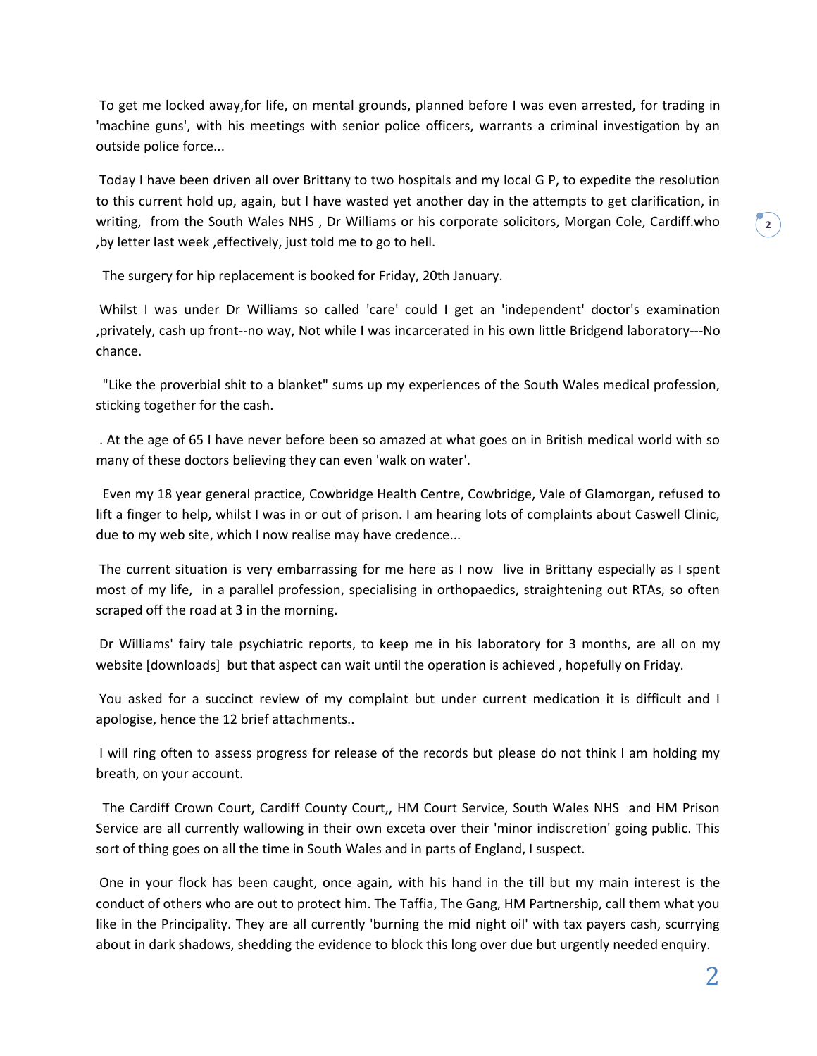To get me locked away,for life, on mental grounds, planned before I was even arrested, for trading in 'machine guns', with his meetings with senior police officers, warrants a criminal investigation by an outside police force...

Today I have been driven all over Brittany to two hospitals and my local G P, to expedite the resolution to this current hold up, again, but I have wasted yet another day in the attempts to get clarification, in writing, from the South Wales NHS , Dr Williams or his corporate solicitors, Morgan Cole, Cardiff.who ,by letter last week ,effectively, just told me to go to hell.

The surgery for hip replacement is booked for Friday, 20th January.

Whilst I was under Dr Williams so called 'care' could I get an 'independent' doctor's examination ,privately, cash up front--no way, Not while I was incarcerated in his own little Bridgend laboratory---No chance.

"Like the proverbial shit to a blanket" sums up my experiences of the South Wales medical profession, sticking together for the cash.

. At the age of 65 I have never before been so amazed at what goes on in British medical world with so many of these doctors believing they can even 'walk on water'.

Even my 18 year general practice, Cowbridge Health Centre, Cowbridge, Vale of Glamorgan, refused to lift a finger to help, whilst I was in or out of prison. I am hearing lots of complaints about Caswell Clinic, due to my web site, which I now realise may have credence...

The current situation is very embarrassing for me here as I now live in Brittany especially as I spent most of my life, in a parallel profession, specialising in orthopaedics, straightening out RTAs, so often scraped off the road at 3 in the morning.

Dr Williams' fairy tale psychiatric reports, to keep me in his laboratory for 3 months, are all on my website [downloads] but that aspect can wait until the operation is achieved , hopefully on Friday.

You asked for a succinct review of my complaint but under current medication it is difficult and I apologise, hence the 12 brief attachments..

I will ring often to assess progress for release of the records but please do not think I am holding my breath, on your account.

The Cardiff Crown Court, Cardiff County Court,, HM Court Service, South Wales NHS and HM Prison Service are all currently wallowing in their own exceta over their 'minor indiscretion' going public. This sort of thing goes on all the time in South Wales and in parts of England, I suspect.

One in your flock has been caught, once again, with his hand in the till but my main interest is the conduct of others who are out to protect him. The Taffia, The Gang, HM Partnership, call them what you like in the Principality. They are all currently 'burning the mid night oil' with tax payers cash, scurrying about in dark shadows, shedding the evidence to block this long over due but urgently needed enquiry.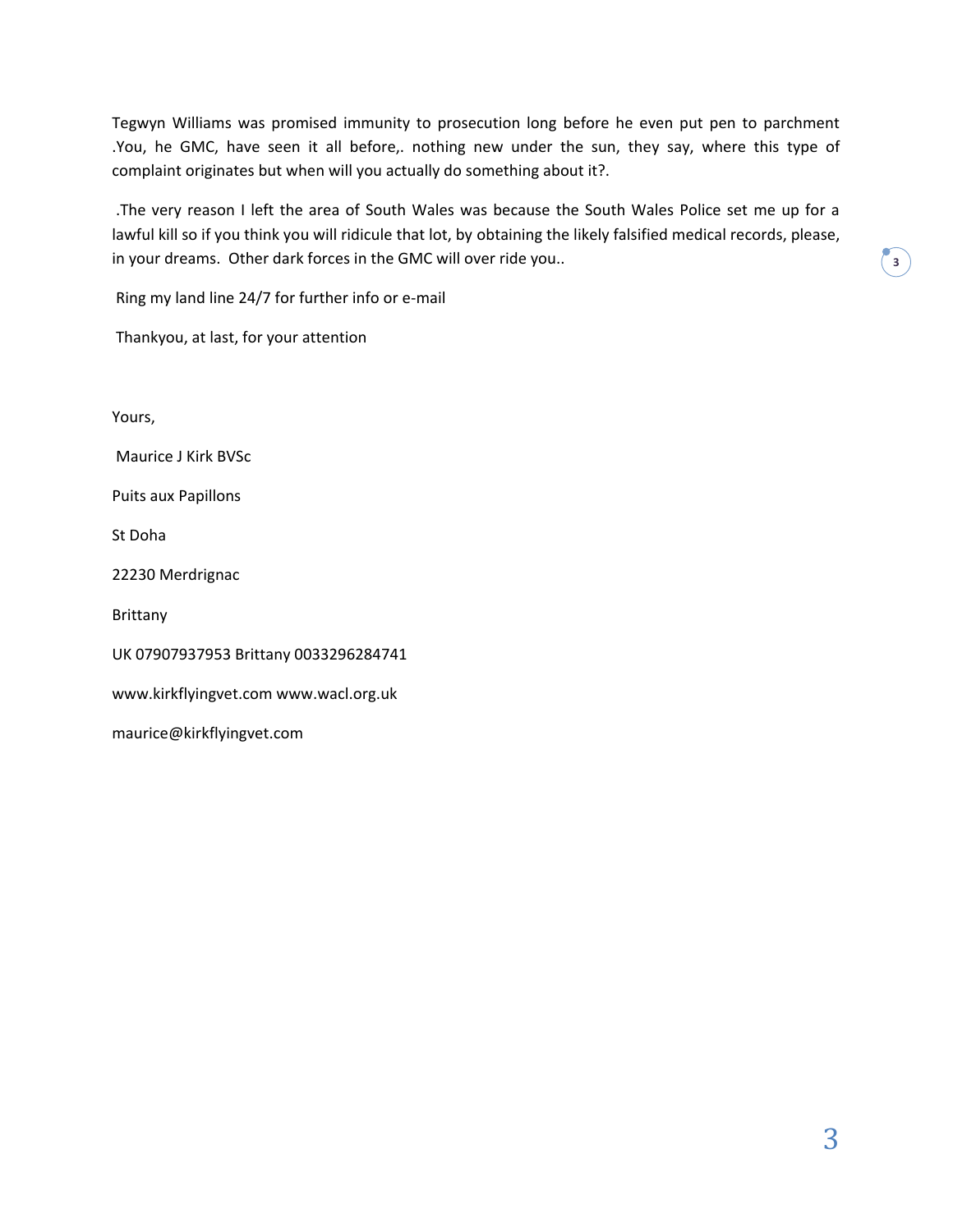Tegwyn Williams was promised immunity to prosecution long before he even put pen to parchment .You, he GMC, have seen it all before,. nothing new under the sun, they say, where this type of complaint originates but when will you actually do something about it?.

.The very reason I left the area of South Wales was because the South Wales Police set me up for a lawful kill so if you think you will ridicule that lot, by obtaining the likely falsified medical records, please, in your dreams. Other dark forces in the GMC will over ride you..

Ring my land line 24/7 for further info or e-mail

Thankyou, at last, for your attention

Yours,

Maurice J Kirk BVSc

Puits aux Papillons

St Doha

22230 Merdrignac

Brittany

UK 07907937953 Brittany 0033296284741

www.kirkflyingvet.com www.wacl.org.uk

maurice@kirkflyingvet.com